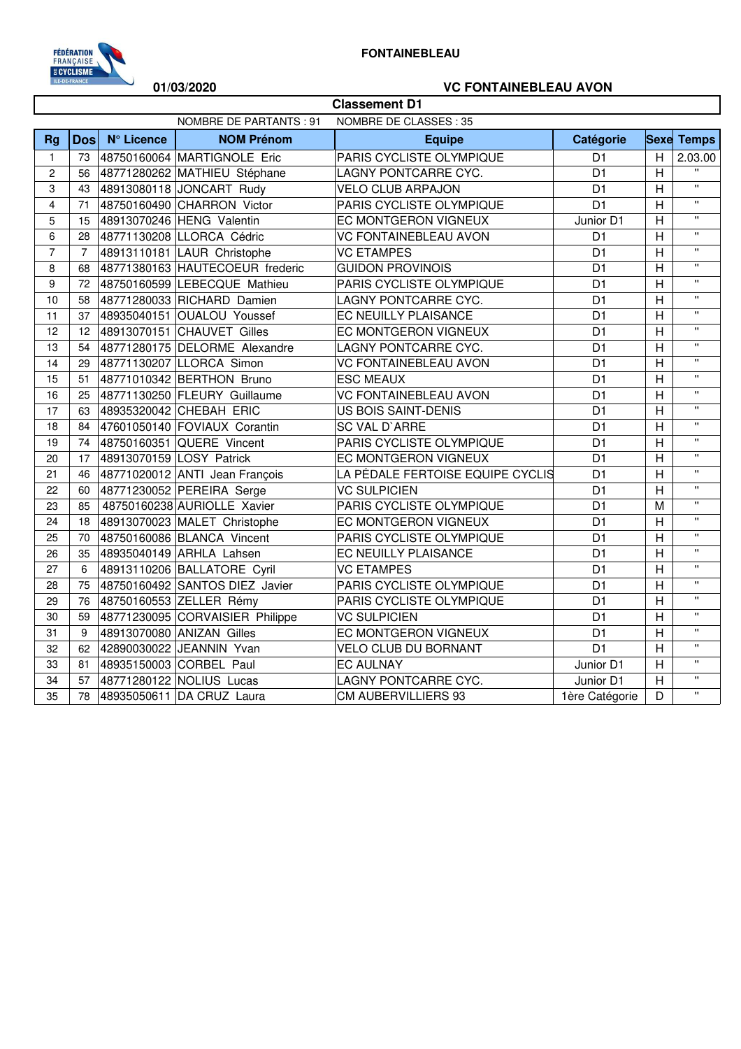**FONTAINEBLEAU**

**01/03/2020** **VC FONTAINEBLEAU AVON**

## Classement D1

NOMBRE DE PARTANTS : 91 NOMBRE DE CLASSES : 35

| Rg | Dos | N° Licence | NOM Prénom | Equipe | Catégorie | Sexe | Temps |
|---|---|---|---|---|---|---|---|
| 1 | 73 | 48750160064 | MARTIGNOLE Eric | PARIS CYCLISTE OLYMPIQUE | D1 | H | 2.03.00 |
| 2 | 56 | 48771280262 | MATHIEU Stéphane | LAGNY PONTCARRE CYC. | D1 | H | " |
| 3 | 43 | 48913080118 | JONCART Rudy | VELO CLUB ARPAJON | D1 | H | " |
| 4 | 71 | 48750160490 | CHARRON Victor | PARIS CYCLISTE OLYMPIQUE | D1 | H | " |
| 5 | 15 | 48913070246 | HENG Valentin | EC MONTGERON VIGNEUX | Junior D1 | H | " |
| 6 | 28 | 48771130208 | LLORCA Cédric | VC FONTAINEBLEAU AVON | D1 | H | " |
| 7 | 7 | 48913110181 | LAUR Christophe | VC ETAMPES | D1 | H | " |
| 8 | 68 | 48771380163 | HAUTECOEUR frederic | GUIDON PROVINOIS | D1 | H | " |
| 9 | 72 | 48750160599 | LEBECQUE Mathieu | PARIS CYCLISTE OLYMPIQUE | D1 | H | " |
| 10 | 58 | 48771280033 | RICHARD Damien | LAGNY PONTCARRE CYC. | D1 | H | " |
| 11 | 37 | 48935040151 | OUALOU Youssef | EC NEUILLY PLAISANCE | D1 | H | " |
| 12 | 12 | 48913070151 | CHAUVET Gilles | EC MONTGERON VIGNEUX | D1 | H | " |
| 13 | 54 | 48771280175 | DELORME Alexandre | LAGNY PONTCARRE CYC. | D1 | H | " |
| 14 | 29 | 48771130207 | LLORCA Simon | VC FONTAINEBLEAU AVON | D1 | H | " |
| 15 | 51 | 48771010342 | BERTHON Bruno | ESC MEAUX | D1 | H | " |
| 16 | 25 | 48771130250 | FLEURY Guillaume | VC FONTAINEBLEAU AVON | D1 | H | " |
| 17 | 63 | 48935320042 | CHEBAH ERIC | US BOIS SAINT-DENIS | D1 | H | " |
| 18 | 84 | 47601050140 | FOVIAUX Corantin | SC VAL D`ARRE | D1 | H | " |
| 19 | 74 | 48750160351 | QUERE Vincent | PARIS CYCLISTE OLYMPIQUE | D1 | H | " |
| 20 | 17 | 48913070159 | LOSY Patrick | EC MONTGERON VIGNEUX | D1 | H | " |
| 21 | 46 | 48771020012 | ANTI Jean François | LA PÉDALE FERTOISE EQUIPE CYCLIS | D1 | H | " |
| 22 | 60 | 48771230052 | PEREIRA Serge | VC SULPICIEN | D1 | H | " |
| 23 | 85 | 48750160238 | AURIOLLE Xavier | PARIS CYCLISTE OLYMPIQUE | D1 | M | " |
| 24 | 18 | 48913070023 | MALET Christophe | EC MONTGERON VIGNEUX | D1 | H | " |
| 25 | 70 | 48750160086 | BLANCA Vincent | PARIS CYCLISTE OLYMPIQUE | D1 | H | " |
| 26 | 35 | 48935040149 | ARHLA Lahsen | EC NEUILLY PLAISANCE | D1 | H | " |
| 27 | 6 | 48913110206 | BALLATORE Cyril | VC ETAMPES | D1 | H | " |
| 28 | 75 | 48750160492 | SANTOS DIEZ Javier | PARIS CYCLISTE OLYMPIQUE | D1 | H | " |
| 29 | 76 | 48750160553 | ZELLER Rémy | PARIS CYCLISTE OLYMPIQUE | D1 | H | " |
| 30 | 59 | 48771230095 | CORVAISIER Philippe | VC SULPICIEN | D1 | H | " |
| 31 | 9 | 48913070080 | ANIZAN Gilles | EC MONTGERON VIGNEUX | D1 | H | " |
| 32 | 62 | 42890030022 | JEANNIN Yvan | VELO CLUB DU BORNANT | D1 | H | " |
| 33 | 81 | 48935150003 | CORBEL Paul | EC AULNAY | Junior D1 | H | " |
| 34 | 57 | 48771280122 | NOLIUS Lucas | LAGNY PONTCARRE CYC. | Junior D1 | H | " |
| 35 | 78 | 48935050611 | DA CRUZ Laura | CM AUBERVILLIERS 93 | 1ère Catégorie | D | " |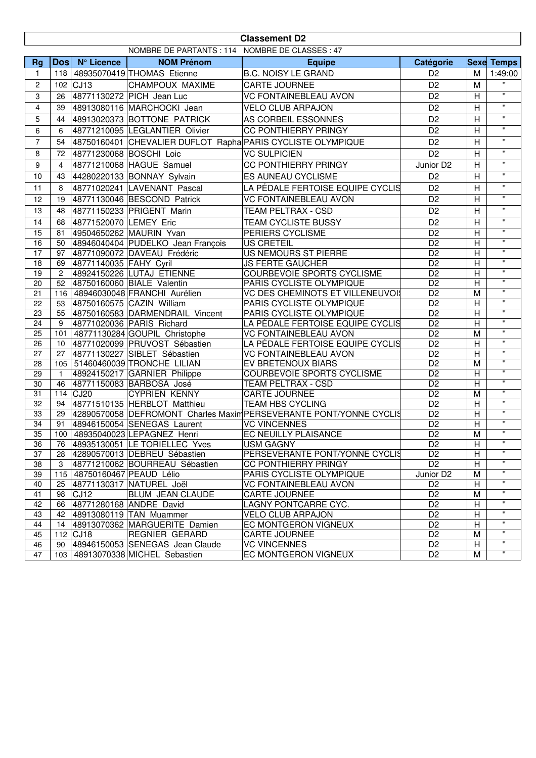# Classement D2

NOMBRE DE PARTANTS : 114   NOMBRE DE CLASSES : 47

| Rg | Dos | N° Licence | NOM Prénom | Equipe | Catégorie | Sexe | Temps |
|---|---|---|---|---|---|---|---|
| 1 | 118 | 48935070419 | THOMAS Etienne | B.C. NOISY LE GRAND | D2 | M | 1:49:00 |
| 2 | 102 | CJ13 | CHAMPOUX MAXIME | CARTE JOURNEE | D2 | M | " |
| 3 | 26 | 48771130272 | PICH Jean Luc | VC FONTAINEBLEAU AVON | D2 | H | " |
| 4 | 39 | 48913080116 | MARCHOCKI Jean | VELO CLUB ARPAJON | D2 | H | " |
| 5 | 44 | 48913020373 | BOTTONE PATRICK | AS CORBEIL ESSONNES | D2 | H | " |
| 6 | 6 | 48771210095 | LEGLANTIER Olivier | CC PONTHIERRY PRINGY | D2 | H | " |
| 7 | 54 | 48750160401 | CHEVALIER DUFLOT Rapha | PARIS CYCLISTE OLYMPIQUE | D2 | H | " |
| 8 | 72 | 48771230068 | BOSCHI Loic | VC SULPICIEN | D2 | H | " |
| 9 | 4 | 48771210068 | HAGUE Samuel | CC PONTHIERRY PRINGY | Junior D2 | H | " |
| 10 | 43 | 44280220133 | BONNAY Sylvain | ES AUNEAU CYCLISME | D2 | H | " |
| 11 | 8 | 48771020241 | LAVENANT Pascal | LA PÉDALE FERTOISE EQUIPE CYCLIS | D2 | H | " |
| 12 | 19 | 48771130046 | BESCOND Patrick | VC FONTAINEBLEAU AVON | D2 | H | " |
| 13 | 48 | 48771150233 | PRIGENT Marin | TEAM PELTRAX - CSD | D2 | H | " |
| 14 | 68 | 48771520070 | LEMEY Eric | TEAM CYCLISTE BUSSY | D2 | H | " |
| 15 | 81 | 49504650262 | MAURIN Yvan | PERIERS CYCLISME | D2 | H | " |
| 16 | 50 | 48946040404 | PUDELKO Jean François | US CRETEIL | D2 | H | " |
| 17 | 97 | 48771090072 | DAVEAU Frédéric | US NEMOURS ST PIERRE | D2 | H | " |
| 18 | 69 | 48771140035 | FAHY Cyril | JS FERTE GAUCHER | D2 | H | " |
| 19 | 2 | 48924150226 | LUTAJ ETIENNE | COURBEVOIE SPORTS CYCLISME | D2 | H | " |
| 20 | 52 | 48750160060 | BIALE Valentin | PARIS CYCLISTE OLYMPIQUE | D2 | H | " |
| 21 | 116 | 48946030048 | FRANCHI Aurélien | VC DES CHEMINOTS ET VILLENEUVOI | D2 | M | " |
| 22 | 53 | 48750160575 | CAZIN William | PARIS CYCLISTE OLYMPIQUE | D2 | H | " |
| 23 | 55 | 48750160583 | DARMENDRAIL Vincent | PARIS CYCLISTE OLYMPIQUE | D2 | H | " |
| 24 | 9 | 48771020036 | PARIS Richard | LA PÉDALE FERTOISE EQUIPE CYCLIS | D2 | H | " |
| 25 | 101 | 48771130284 | GOUPIL Christophe | VC FONTAINEBLEAU AVON | D2 | M | " |
| 26 | 10 | 48771020099 | PRUVOST Sébastien | LA PÉDALE FERTOISE EQUIPE CYCLIS | D2 | H | " |
| 27 | 27 | 48771130227 | SIBLET Sébastien | VC FONTAINEBLEAU AVON | D2 | H | " |
| 28 | 105 | 51460460039 | TRONCHE LILIAN | EV BRETENOUX BIARS | D2 | M | " |
| 29 | 1 | 48924150217 | GARNIER Philippe | COURBEVOIE SPORTS CYCLISME | D2 | H | " |
| 30 | 46 | 48771150083 | BARBOSA José | TEAM PELTRAX - CSD | D2 | H | " |
| 31 | 114 | CJ20 | CYPRIEN KENNY | CARTE JOURNEE | D2 | M | " |
| 32 | 94 | 48771510135 | HERBLOT Matthieu | TEAM HBS CYCLING | D2 | H | " |
| 33 | 29 | 42890570058 | DEFROMONT Charles Maxim | PERSEVERANTE PONT/YONNE CYCLIS | D2 | H | " |
| 34 | 91 | 48946150054 | SENEGAS Laurent | VC VINCENNES | D2 | H | " |
| 35 | 100 | 48935040023 | LEPAGNEZ Henri | EC NEUILLY PLAISANCE | D2 | M | " |
| 36 | 76 | 48935130051 | LE TORIELLEC Yves | USM GAGNY | D2 | H | " |
| 37 | 28 | 42890570013 | DEBREU Sébastien | PERSEVERANTE PONT/YONNE CYCLIS | D2 | H | " |
| 38 | 3 | 48771210062 | BOURREAU Sébastien | CC PONTHIERRY PRINGY | D2 | H | " |
| 39 | 115 | 48750160467 | PEAUD Lélio | PARIS CYCLISTE OLYMPIQUE | Junior D2 | M | " |
| 40 | 25 | 48771130317 | NATUREL Joël | VC FONTAINEBLEAU AVON | D2 | H | " |
| 41 | 98 | CJ12 | BLUM JEAN CLAUDE | CARTE JOURNEE | D2 | M | " |
| 42 | 66 | 48771280168 | ANDRE David | LAGNY PONTCARRE CYC. | D2 | H | " |
| 43 | 42 | 48913080119 | TAN Muammer | VELO CLUB ARPAJON | D2 | H | " |
| 44 | 14 | 48913070362 | MARGUERITE Damien | EC MONTGERON VIGNEUX | D2 | H | " |
| 45 | 112 | CJ18 | REGNIER GERARD | CARTE JOURNEE | D2 | M | " |
| 46 | 90 | 48946150053 | SENEGAS Jean Claude | VC VINCENNES | D2 | H | " |
| 47 | 103 | 48913070338 | MICHEL Sebastien | EC MONTGERON VIGNEUX | D2 | M | " |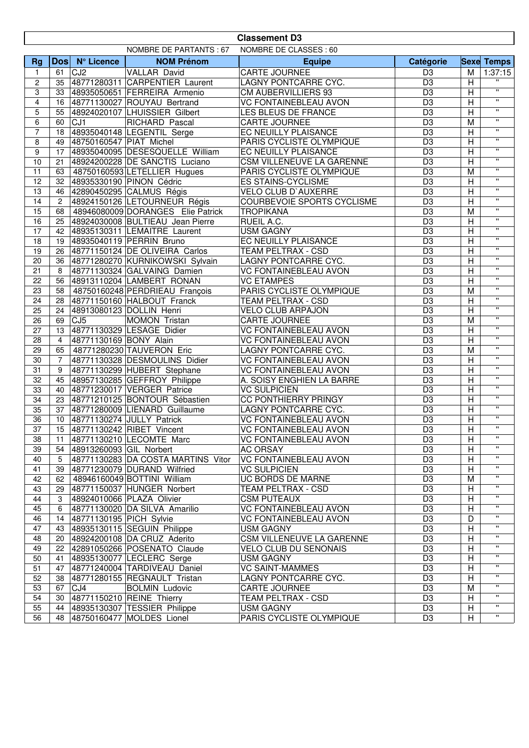# Classement D3

NOMBRE DE PARTANTS : 67 NOMBRE DE CLASSES : 60

| Rg | Dos | N° Licence | NOM Prénom | Equipe | Catégorie | Sexe | Temps |
|---|---|---|---|---|---|---|---|
| 1 | 61 | CJ2 | VALLAR David | CARTE JOURNEE | D3 | M | 1:37:15 |
| 2 | 35 | 48771280311 | CARPENTIER Laurent | LAGNY PONTCARRE CYC. | D3 | H | " |
| 3 | 33 | 48935050651 | FERREIRA Armenio | CM AUBERVILLIERS 93 | D3 | H | " |
| 4 | 16 | 48771130027 | ROUYAU Bertrand | VC FONTAINEBLEAU AVON | D3 | H | " |
| 5 | 55 | 48924020107 | LHUISSIER Gilbert | LES BLEUS DE FRANCE | D3 | H | " |
| 6 | 60 | CJ1 | RICHARD Pascal | CARTE JOURNEE | D3 | M | " |
| 7 | 18 | 48935040148 | LEGENTIL Serge | EC NEUILLY PLAISANCE | D3 | H | " |
| 8 | 49 | 48750160547 | PIAT Michel | PARIS CYCLISTE OLYMPIQUE | D3 | H | " |
| 9 | 17 | 48935040095 | DESESQUELLE William | EC NEUILLY PLAISANCE | D3 | H | " |
| 10 | 21 | 48924200228 | DE SANCTIS Luciano | CSM VILLENEUVE LA GARENNE | D3 | H | " |
| 11 | 63 | 48750160593 | LETELLIER Hugues | PARIS CYCLISTE OLYMPIQUE | D3 | M | " |
| 12 | 32 | 48935330190 | PINON Cédric | ES STAINS-CYCLISME | D3 | H | " |
| 13 | 46 | 42890450295 | CALMUS Régis | VELO CLUB D`AUXERRE | D3 | H | " |
| 14 | 2 | 48924150126 | LETOURNEUR Régis | COURBEVOIE SPORTS CYCLISME | D3 | H | " |
| 15 | 68 | 48946080009 | DORANGES Elie Patrick | TROPIKANA | D3 | M | " |
| 16 | 25 | 48924030008 | BULTIEAU Jean Pierre | RUEIL A.C. | D3 | H | " |
| 17 | 42 | 48935130311 | LEMAITRE Laurent | USM GAGNY | D3 | H | " |
| 18 | 19 | 48935040119 | PERRIN Bruno | EC NEUILLY PLAISANCE | D3 | H | " |
| 19 | 26 | 48771150124 | DE OLIVEIRA Carlos | TEAM PELTRAX - CSD | D3 | H | " |
| 20 | 36 | 48771280270 | KURNIKOWSKI Sylvain | LAGNY PONTCARRE CYC. | D3 | H | " |
| 21 | 8 | 48771130324 | GALVAING Damien | VC FONTAINEBLEAU AVON | D3 | H | " |
| 22 | 56 | 48913110204 | LAMBERT RONAN | VC ETAMPES | D3 | H | " |
| 23 | 58 | 48750160248 | PERDRIEAU François | PARIS CYCLISTE OLYMPIQUE | D3 | M | " |
| 24 | 28 | 48771150160 | HALBOUT Franck | TEAM PELTRAX - CSD | D3 | H | " |
| 25 | 24 | 48913080123 | DOLLIN Henri | VELO CLUB ARPAJON | D3 | H | " |
| 26 | 69 | CJ5 | MOMON Tristan | CARTE JOURNEE | D3 | M | " |
| 27 | 13 | 48771130329 | LESAGE Didier | VC FONTAINEBLEAU AVON | D3 | H | " |
| 28 | 4 | 48771130169 | BONY Alain | VC FONTAINEBLEAU AVON | D3 | H | " |
| 29 | 65 | 48771280230 | TAUVERON Eric | LAGNY PONTCARRE CYC. | D3 | M | " |
| 30 | 7 | 48771130328 | DESMOULINS Didier | VC FONTAINEBLEAU AVON | D3 | H | " |
| 31 | 9 | 48771130299 | HUBERT Stephane | VC FONTAINEBLEAU AVON | D3 | H | " |
| 32 | 45 | 48957130285 | GEFFROY Philippe | A. SOISY ENGHIEN LA BARRE | D3 | H | " |
| 33 | 40 | 48771230017 | VERGER Patrice | VC SULPICIEN | D3 | H | " |
| 34 | 23 | 48771210125 | BONTOUR Sébastien | CC PONTHIERRY PRINGY | D3 | H | " |
| 35 | 37 | 48771280009 | LIENARD Guillaume | LAGNY PONTCARRE CYC. | D3 | H | " |
| 36 | 10 | 48771130274 | JULLY Patrick | VC FONTAINEBLEAU AVON | D3 | H | " |
| 37 | 15 | 48771130242 | RIBET Vincent | VC FONTAINEBLEAU AVON | D3 | H | " |
| 38 | 11 | 48771130210 | LECOMTE Marc | VC FONTAINEBLEAU AVON | D3 | H | " |
| 39 | 54 | 48913260093 | GIL Norbert | AC ORSAY | D3 | H | " |
| 40 | 5 | 48771130283 | DA COSTA MARTINS Vitor | VC FONTAINEBLEAU AVON | D3 | H | " |
| 41 | 39 | 48771230079 | DURAND Wilfried | VC SULPICIEN | D3 | H | " |
| 42 | 62 | 48946160049 | BOTTINI William | UC BORDS DE MARNE | D3 | M | " |
| 43 | 29 | 48771150037 | HUNGER Norbert | TEAM PELTRAX - CSD | D3 | H | " |
| 44 | 3 | 48924010066 | PLAZA Olivier | CSM PUTEAUX | D3 | H | " |
| 45 | 6 | 48771130020 | DA SILVA Amarilio | VC FONTAINEBLEAU AVON | D3 | H | " |
| 46 | 14 | 48771130195 | PICH Sylvie | VC FONTAINEBLEAU AVON | D3 | D | " |
| 47 | 43 | 48935130115 | SEGUIN Philippe | USM GAGNY | D3 | H | " |
| 48 | 20 | 48924200108 | DA CRUZ Aderito | CSM VILLENEUVE LA GARENNE | D3 | H | " |
| 49 | 22 | 42891050266 | POSENATO Claude | VELO CLUB DU SENONAIS | D3 | H | " |
| 50 | 41 | 48935130077 | LECLERC Serge | USM GAGNY | D3 | H | " |
| 51 | 47 | 48771240004 | TARDIVEAU Daniel | VC SAINT-MAMMES | D3 | H | " |
| 52 | 38 | 48771280155 | REGNAULT Tristan | LAGNY PONTCARRE CYC. | D3 | H | " |
| 53 | 67 | CJ4 | BOLMIN Ludovic | CARTE JOURNEE | D3 | M | " |
| 54 | 30 | 48771150210 | REINE Thierry | TEAM PELTRAX - CSD | D3 | H | " |
| 55 | 44 | 48935130307 | TESSIER Philippe | USM GAGNY | D3 | H | " |
| 56 | 48 | 48750160477 | MOLDES Lionel | PARIS CYCLISTE OLYMPIQUE | D3 | H | " |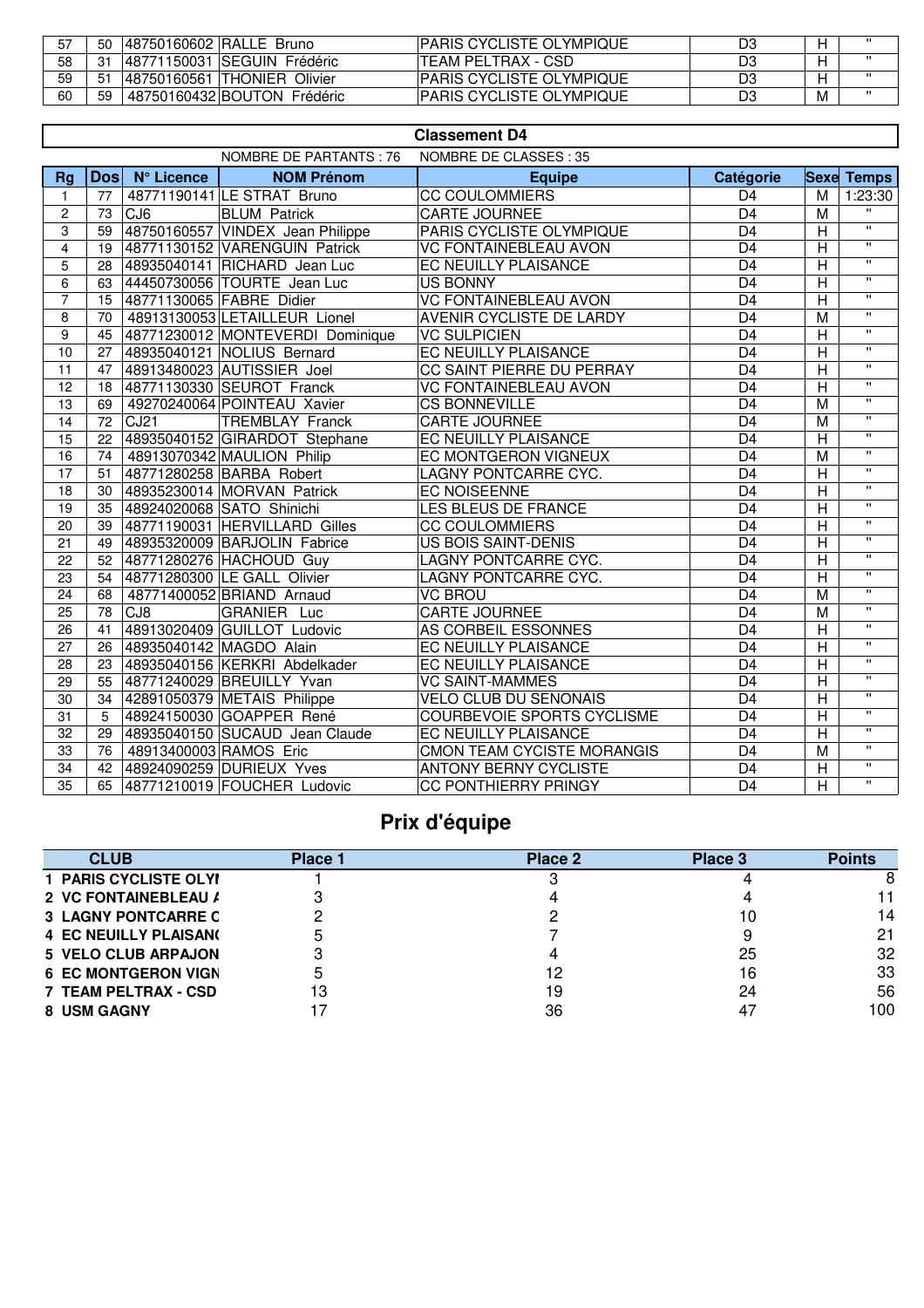| | | | | | | | |
|---|---|---|---|---|---|---|---|
| 57 | 50 | 48750160602 | RALLE Bruno | PARIS CYCLISTE OLYMPIQUE | D3 | H | " |
| 58 | 31 | 48771150031 | SEGUIN Frédéric | TEAM PELTRAX - CSD | D3 | H | " |
| 59 | 51 | 48750160561 | THONIER Olivier | PARIS CYCLISTE OLYMPIQUE | D3 | H | " |
| 60 | 59 | 48750160432 | BOUTON Frédéric | PARIS CYCLISTE OLYMPIQUE | D3 | M | " |

## Classement D4

NOMBRE DE PARTANTS : 76 NOMBRE DE CLASSES : 35

| Rg | Dos | N° Licence | NOM Prénom | Equipe | Catégorie | Sexe | Temps |
|---|---|---|---|---|---|---|---|
| 1 | 77 | 48771190141 | LE STRAT Bruno | CC COULOMMIERS | D4 | M | 1:23:30 |
| 2 | 73 | CJ6 | BLUM Patrick | CARTE JOURNEE | D4 | M | " |
| 3 | 59 | 48750160557 | VINDEX Jean Philippe | PARIS CYCLISTE OLYMPIQUE | D4 | H | " |
| 4 | 19 | 48771130152 | VARENGUIN Patrick | VC FONTAINEBLEAU AVON | D4 | H | " |
| 5 | 28 | 48935040141 | RICHARD Jean Luc | EC NEUILLY PLAISANCE | D4 | H | " |
| 6 | 63 | 44450730056 | TOURTE Jean Luc | US BONNY | D4 | H | " |
| 7 | 15 | 48771130065 | FABRE Didier | VC FONTAINEBLEAU AVON | D4 | H | " |
| 8 | 70 | 48913130053 | LETAILLEUR Lionel | AVENIR CYCLISTE DE LARDY | D4 | M | " |
| 9 | 45 | 48771230012 | MONTEVERDI Dominique | VC SULPICIEN | D4 | H | " |
| 10 | 27 | 48935040121 | NOLIUS Bernard | EC NEUILLY PLAISANCE | D4 | H | " |
| 11 | 47 | 48913480023 | AUTISSIER Joel | CC SAINT PIERRE DU PERRAY | D4 | H | " |
| 12 | 18 | 48771130330 | SEUROT Franck | VC FONTAINEBLEAU AVON | D4 | H | " |
| 13 | 69 | 49270240064 | POINTEAU Xavier | CS BONNEVILLE | D4 | M | " |
| 14 | 72 | CJ21 | TREMBLAY Franck | CARTE JOURNEE | D4 | M | " |
| 15 | 22 | 48935040152 | GIRARDOT Stephane | EC NEUILLY PLAISANCE | D4 | H | " |
| 16 | 74 | 48913070342 | MAULION Philip | EC MONTGERON VIGNEUX | D4 | M | " |
| 17 | 51 | 48771280258 | BARBA Robert | LAGNY PONTCARRE CYC. | D4 | H | " |
| 18 | 30 | 48935230014 | MORVAN Patrick | EC NOISEENNE | D4 | H | " |
| 19 | 35 | 48924020068 | SATO Shinichi | LES BLEUS DE FRANCE | D4 | H | " |
| 20 | 39 | 48771190031 | HERVILLARD Gilles | CC COULOMMIERS | D4 | H | " |
| 21 | 49 | 48935320009 | BARJOLIN Fabrice | US BOIS SAINT-DENIS | D4 | H | " |
| 22 | 52 | 48771280276 | HACHOUD Guy | LAGNY PONTCARRE CYC. | D4 | H | " |
| 23 | 54 | 48771280300 | LE GALL Olivier | LAGNY PONTCARRE CYC. | D4 | H | " |
| 24 | 68 | 48771400052 | BRIAND Arnaud | VC BROU | D4 | M | " |
| 25 | 78 | CJ8 | GRANIER Luc | CARTE JOURNEE | D4 | M | " |
| 26 | 41 | 48913020409 | GUILLOT Ludovic | AS CORBEIL ESSONNES | D4 | H | " |
| 27 | 26 | 48935040142 | MAGDO Alain | EC NEUILLY PLAISANCE | D4 | H | " |
| 28 | 23 | 48935040156 | KERKRI Abdelkader | EC NEUILLY PLAISANCE | D4 | H | " |
| 29 | 55 | 48771240029 | BREUILLY Yvan | VC SAINT-MAMMES | D4 | H | " |
| 30 | 34 | 42891050379 | METAIS Philippe | VELO CLUB DU SENONAIS | D4 | H | " |
| 31 | 5 | 48924150030 | GOAPPER René | COURBEVOIE SPORTS CYCLISME | D4 | H | " |
| 32 | 29 | 48935040150 | SUCAUD Jean Claude | EC NEUILLY PLAISANCE | D4 | H | " |
| 33 | 76 | 48913400003 | RAMOS Eric | CMON TEAM CYCISTE MORANGIS | D4 | M | " |
| 34 | 42 | 48924090259 | DURIEUX Yves | ANTONY BERNY CYCLISTE | D4 | H | " |
| 35 | 65 | 48771210019 | FOUCHER Ludovic | CC PONTHIERRY PRINGY | D4 | H | " |

## Prix d'équipe

| CLUB | Place 1 | Place 2 | Place 3 | Points |
|---|---|---|---|---|
| **1 PARIS CYCLISTE OLYI** | 1 | 3 | 4 | 8 |
| **2 VC FONTAINEBLEAU /** | 3 | 4 | 4 | 11 |
| **3 LAGNY PONTCARRE C** | 2 | 2 | 10 | 14 |
| **4 EC NEUILLY PLAISAN(** | 5 | 7 | 9 | 21 |
| **5 VELO CLUB ARPAJON** | 3 | 4 | 25 | 32 |
| **6 EC MONTGERON VIGN** | 5 | 12 | 16 | 33 |
| **7 TEAM PELTRAX - CSD** | 13 | 19 | 24 | 56 |
| **8 USM GAGNY** | 17 | 36 | 47 | 100 |